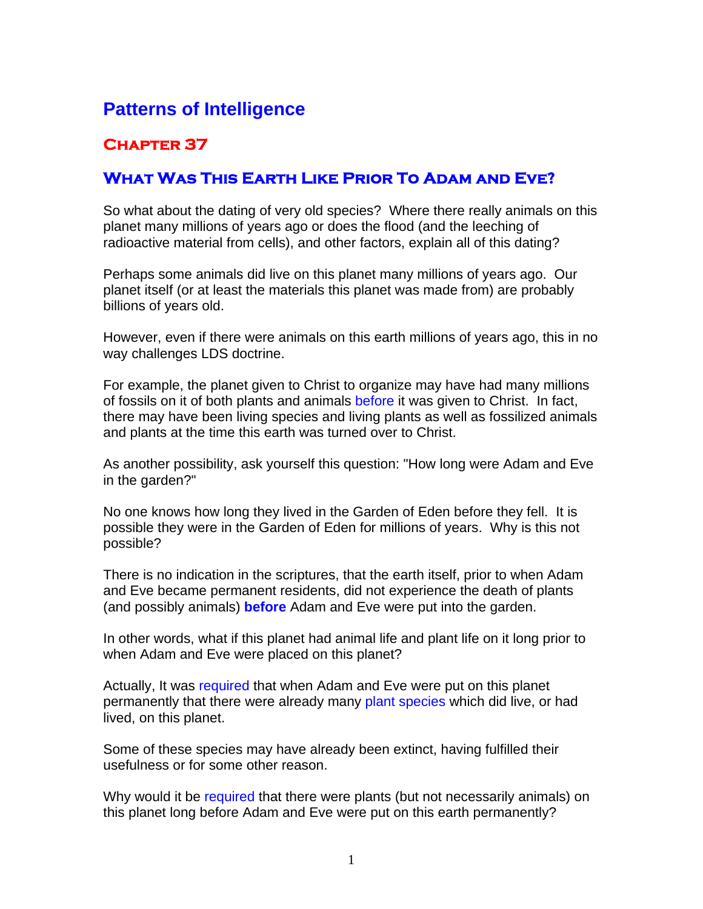# Patterns of Intelligence

## Chapter 37

## What Was This Earth Like Prior To Adam and Eve?

So what about the dating of very old species? Where there really animals on this planet many millions of years ago or does the flood (and the leeching of radioactive material from cells), and other factors, explain all of this dating?

Perhaps some animals did live on this planet many millions of years ago. Our planet itself (or at least the materials this planet was made from) are probably billions of years old.

However, even if there were animals on this earth millions of years ago, this in no way challenges LDS doctrine.

For example, the planet given to Christ to organize may have had many millions of fossils on it of both plants and animals before it was given to Christ. In fact, there may have been living species and living plants as well as fossilized animals and plants at the time this earth was turned over to Christ.

As another possibility, ask yourself this question: "How long were Adam and Eve in the garden?"

No one knows how long they lived in the Garden of Eden before they fell. It is possible they were in the Garden of Eden for millions of years. Why is this not possible?

There is no indication in the scriptures, that the earth itself, prior to when Adam and Eve became permanent residents, did not experience the death of plants (and possibly animals) **before** Adam and Eve were put into the garden.

In other words, what if this planet had animal life and plant life on it long prior to when Adam and Eve were placed on this planet?

Actually, It was required that when Adam and Eve were put on this planet permanently that there were already many plant species which did live, or had lived, on this planet.

Some of these species may have already been extinct, having fulfilled their usefulness or for some other reason.

Why would it be required that there were plants (but not necessarily animals) on this planet long before Adam and Eve were put on this earth permanently?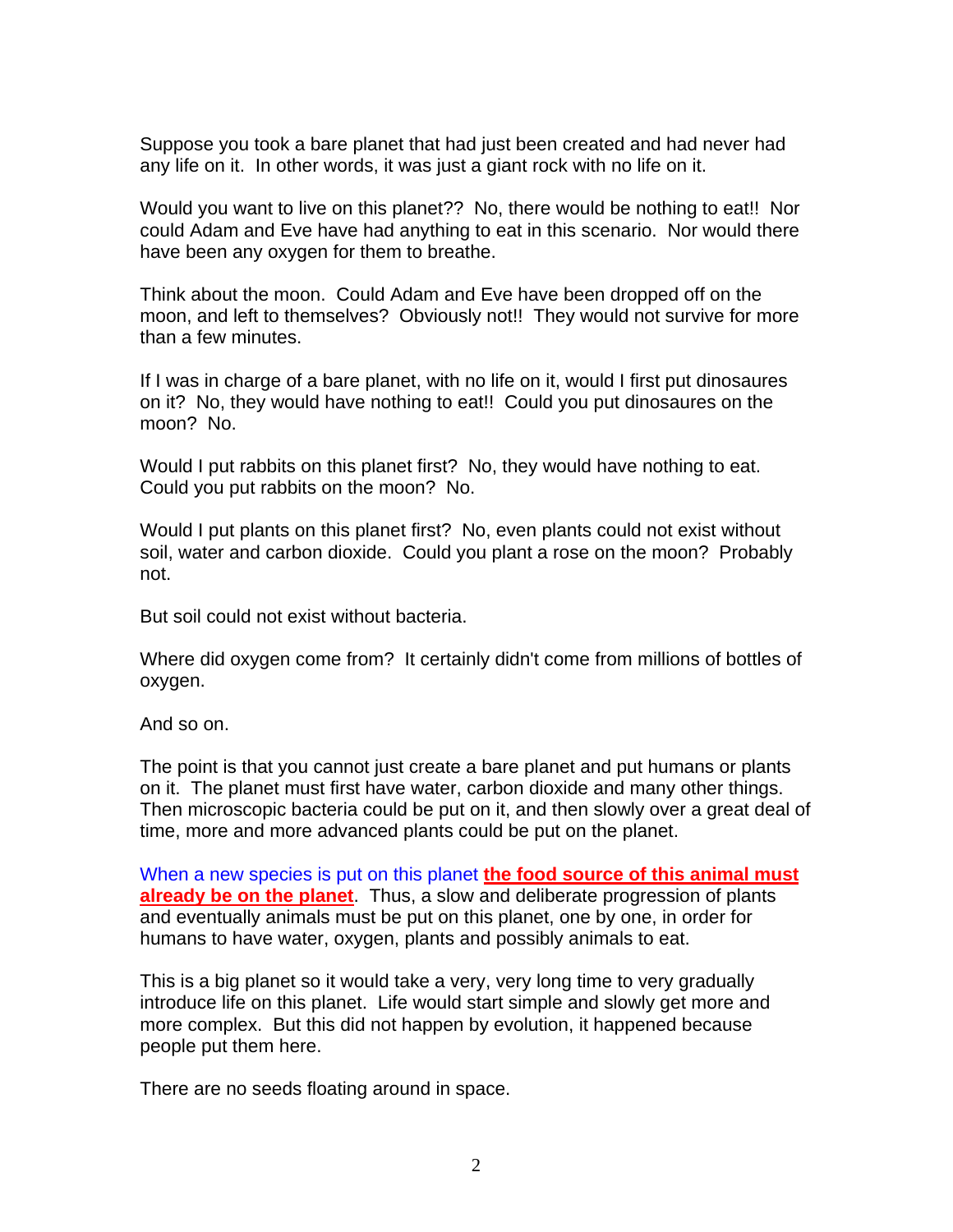Suppose you took a bare planet that had just been created and had never had any life on it. In other words, it was just a giant rock with no life on it.

Would you want to live on this planet?? No, there would be nothing to eat!! Nor could Adam and Eve have had anything to eat in this scenario. Nor would there have been any oxygen for them to breathe.

Think about the moon. Could Adam and Eve have been dropped off on the moon, and left to themselves? Obviously not!! They would not survive for more than a few minutes.

If I was in charge of a bare planet, with no life on it, would I first put dinosaures on it? No, they would have nothing to eat!! Could you put dinosaures on the moon? No.

Would I put rabbits on this planet first? No, they would have nothing to eat. Could you put rabbits on the moon? No.

Would I put plants on this planet first? No, even plants could not exist without soil, water and carbon dioxide. Could you plant a rose on the moon? Probably not.

But soil could not exist without bacteria.

Where did oxygen come from? It certainly didn't come from millions of bottles of oxygen.

And so on.

The point is that you cannot just create a bare planet and put humans or plants on it. The planet must first have water, carbon dioxide and many other things. Then microscopic bacteria could be put on it, and then slowly over a great deal of time, more and more advanced plants could be put on the planet.

When a new species is put on this planet **the food source of this animal must already be on the planet**. Thus, a slow and deliberate progression of plants and eventually animals must be put on this planet, one by one, in order for humans to have water, oxygen, plants and possibly animals to eat.

This is a big planet so it would take a very, very long time to very gradually introduce life on this planet. Life would start simple and slowly get more and more complex. But this did not happen by evolution, it happened because people put them here.

There are no seeds floating around in space.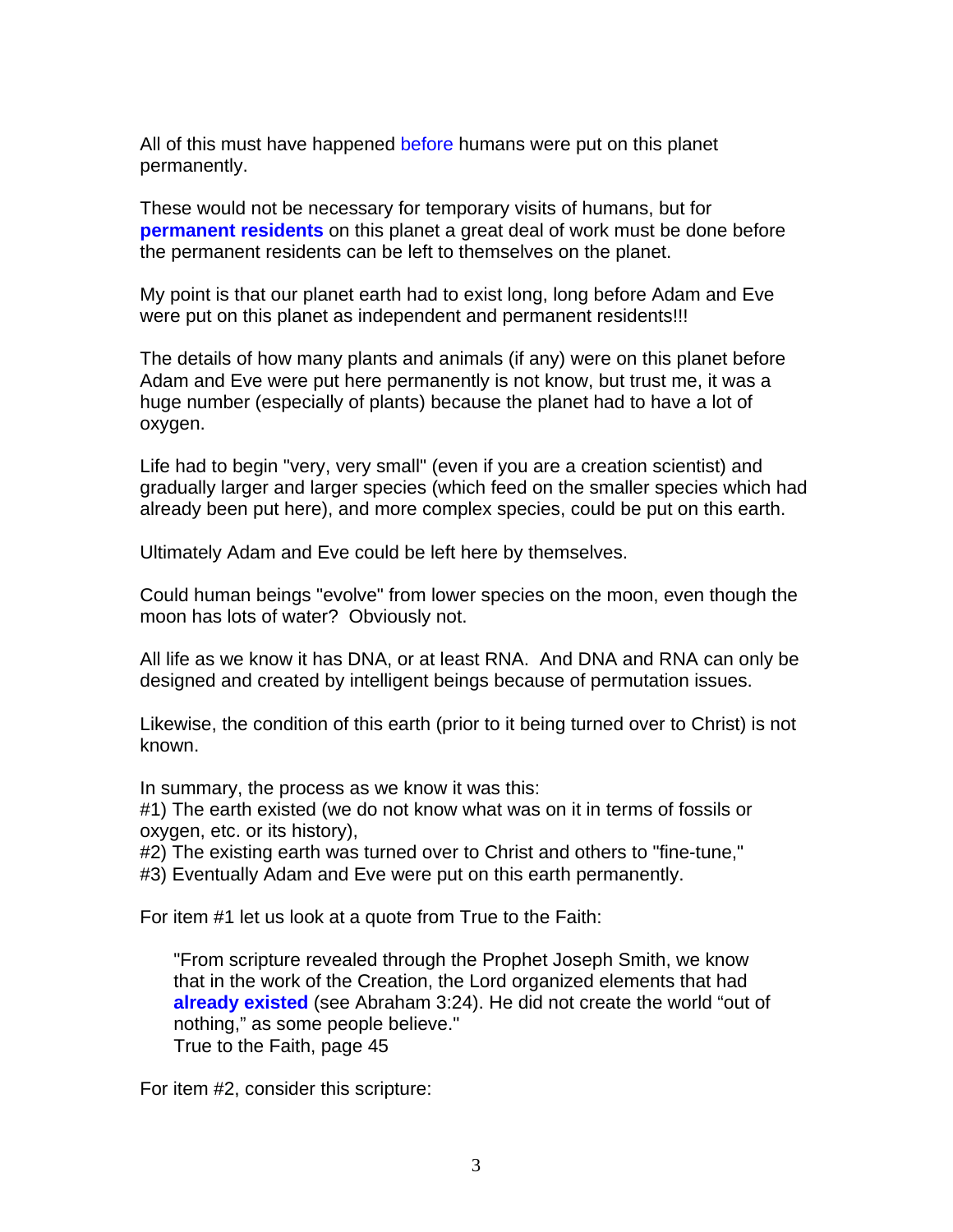All of this must have happened before humans were put on this planet permanently.

These would not be necessary for temporary visits of humans, but for **permanent residents** on this planet a great deal of work must be done before the permanent residents can be left to themselves on the planet.

My point is that our planet earth had to exist long, long before Adam and Eve were put on this planet as independent and permanent residents!!!

The details of how many plants and animals (if any) were on this planet before Adam and Eve were put here permanently is not know, but trust me, it was a huge number (especially of plants) because the planet had to have a lot of oxygen.

Life had to begin "very, very small" (even if you are a creation scientist) and gradually larger and larger species (which feed on the smaller species which had already been put here), and more complex species, could be put on this earth.

Ultimately Adam and Eve could be left here by themselves.

Could human beings "evolve" from lower species on the moon, even though the moon has lots of water? Obviously not.

All life as we know it has DNA, or at least RNA. And DNA and RNA can only be designed and created by intelligent beings because of permutation issues.

Likewise, the condition of this earth (prior to it being turned over to Christ) is not known.

In summary, the process as we know it was this:
#1) The earth existed (we do not know what was on it in terms of fossils or oxygen, etc. or its history),
#2) The existing earth was turned over to Christ and others to "fine-tune,"
#3) Eventually Adam and Eve were put on this earth permanently.

For item #1 let us look at a quote from True to the Faith:

> "From scripture revealed through the Prophet Joseph Smith, we know that in the work of the Creation, the Lord organized elements that had **already existed** (see Abraham 3:24). He did not create the world “out of nothing,” as some people believe."
> True to the Faith, page 45

For item #2, consider this scripture: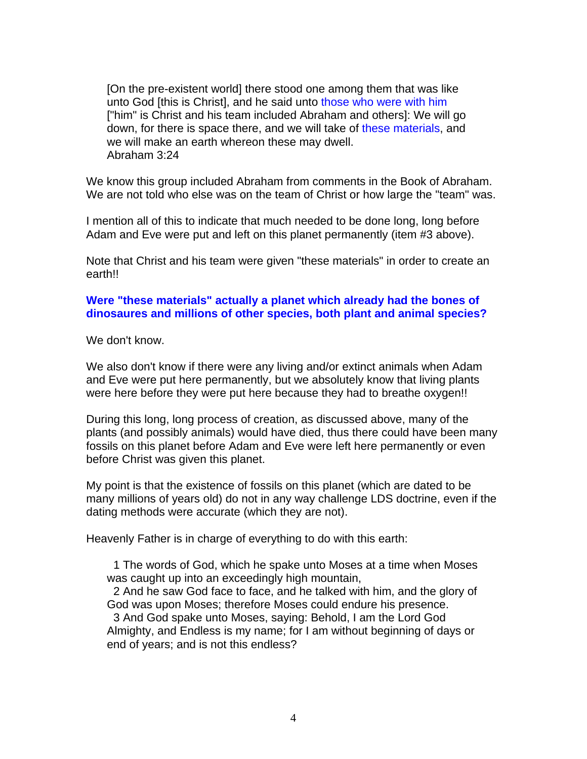> [On the pre-existent world] there stood one among them that was like unto God [this is Christ], and he said unto those who were with him ["him" is Christ and his team included Abraham and others]: We will go down, for there is space there, and we will take of these materials, and we will make an earth whereon these may dwell.
> Abraham 3:24

We know this group included Abraham from comments in the Book of Abraham. We are not told who else was on the team of Christ or how large the "team" was.

I mention all of this to indicate that much needed to be done long, long before Adam and Eve were put and left on this planet permanently (item #3 above).

Note that Christ and his team were given "these materials" in order to create an earth!!

**Were "these materials" actually a planet which already had the bones of dinosaures and millions of other species, both plant and animal species?**

We don't know.

We also don't know if there were any living and/or extinct animals when Adam and Eve were put here permanently, but we absolutely know that living plants were here before they were put here because they had to breathe oxygen!!

During this long, long process of creation, as discussed above, many of the plants (and possibly animals) would have died, thus there could have been many fossils on this planet before Adam and Eve were left here permanently or even before Christ was given this planet.

My point is that the existence of fossils on this planet (which are dated to be many millions of years old) do not in any way challenge LDS doctrine, even if the dating methods were accurate (which they are not).

Heavenly Father is in charge of everything to do with this earth:

> 1 The words of God, which he spake unto Moses at a time when Moses was caught up into an exceedingly high mountain,
> 2 And he saw God face to face, and he talked with him, and the glory of God was upon Moses; therefore Moses could endure his presence.
> 3 And God spake unto Moses, saying: Behold, I am the Lord God Almighty, and Endless is my name; for I am without beginning of days or end of years; and is not this endless?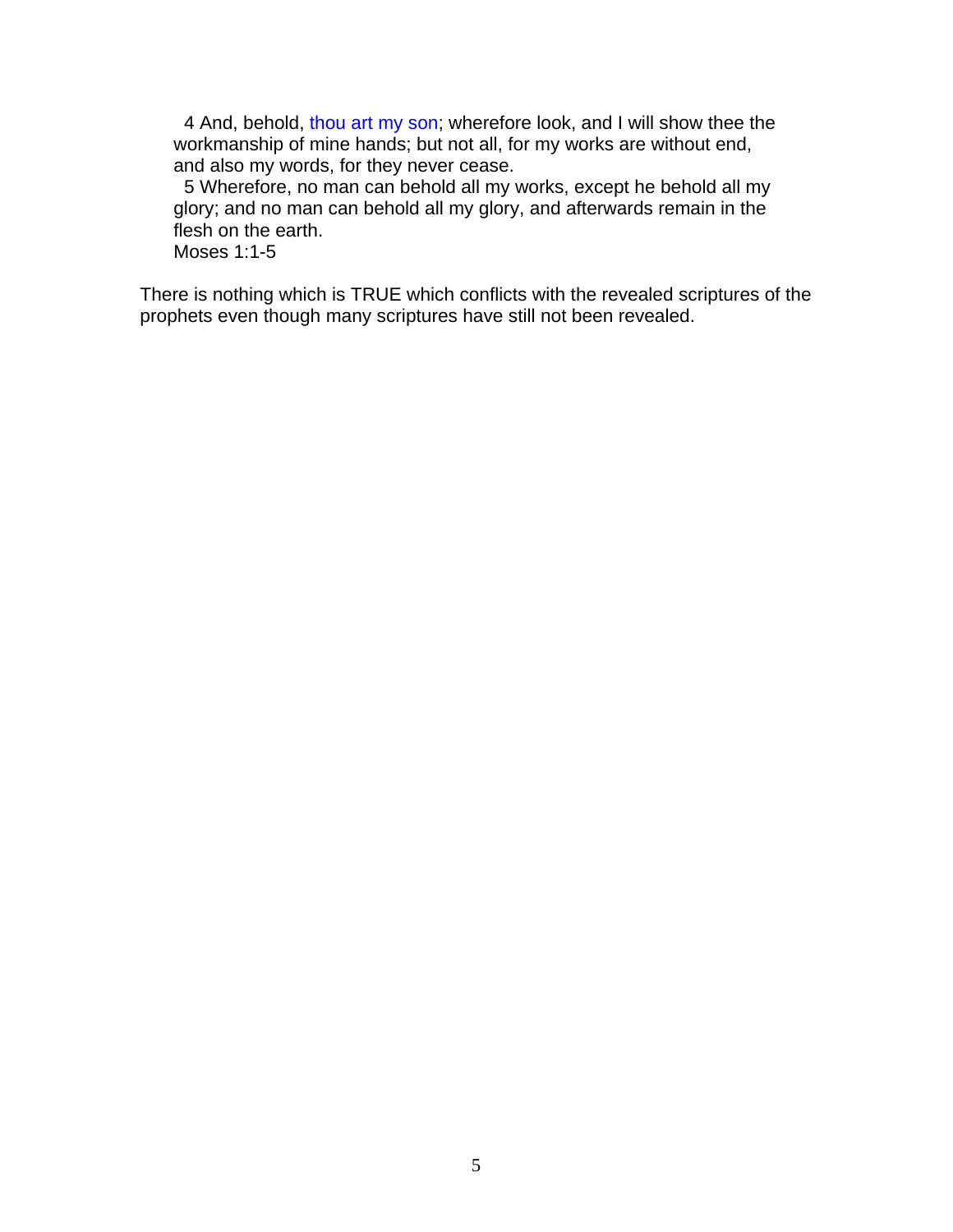> 4 And, behold, thou art my son; wherefore look, and I will show thee the workmanship of mine hands; but not all, for my works are without end, and also my words, for they never cease.
>
> 5 Wherefore, no man can behold all my works, except he behold all my glory; and no man can behold all my glory, and afterwards remain in the flesh on the earth.
>
> Moses 1:1-5

There is nothing which is TRUE which conflicts with the revealed scriptures of the prophets even though many scriptures have still not been revealed.